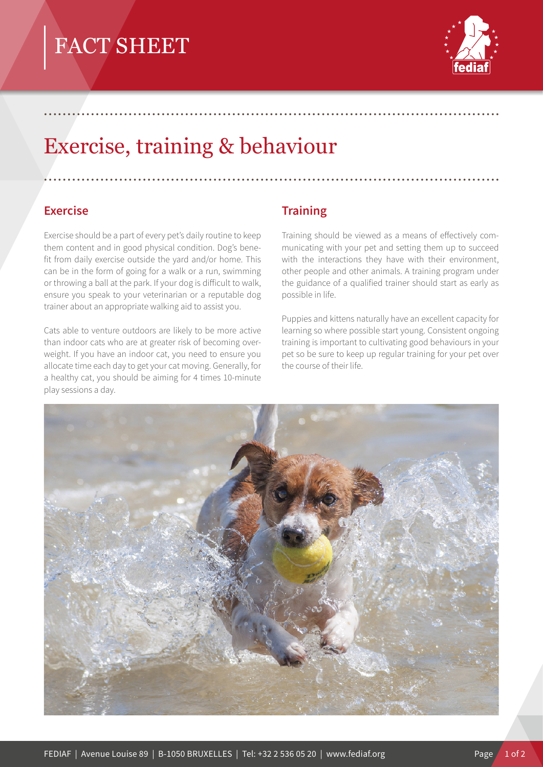# FACT SHEET

# Exercise, training & behaviour

## Exercise

Exercise should be a part of every pet's daily routine to keep them content and in good physical condition. Dog's benefit from daily exercise outside the yard and/or home. This can be in the form of going for a walk or a run, swimming or throwing a ball at the park. If your dog is difficult to walk, ensure you speak to your veterinarian or a reputable dog trainer about an appropriate walking aid to assist you.

Cats able to venture outdoors are likely to be more active than indoor cats who are at greater risk of becoming overweight. If you have an indoor cat, you need to ensure you allocate time each day to get your cat moving. Generally, for a healthy cat, you should be aiming for 4 times 10-minute play sessions a day.

## Training

Training should be viewed as a means of effectively communicating with your pet and setting them up to succeed with the interactions they have with their environment, other people and other animals. A training program under the guidance of a qualified trainer should start as early as possible in life.

Puppies and kittens naturally have an excellent capacity for learning so where possible start young. Consistent ongoing training is important to cultivating good behaviours in your pet so be sure to keep up regular training for your pet over the course of their life.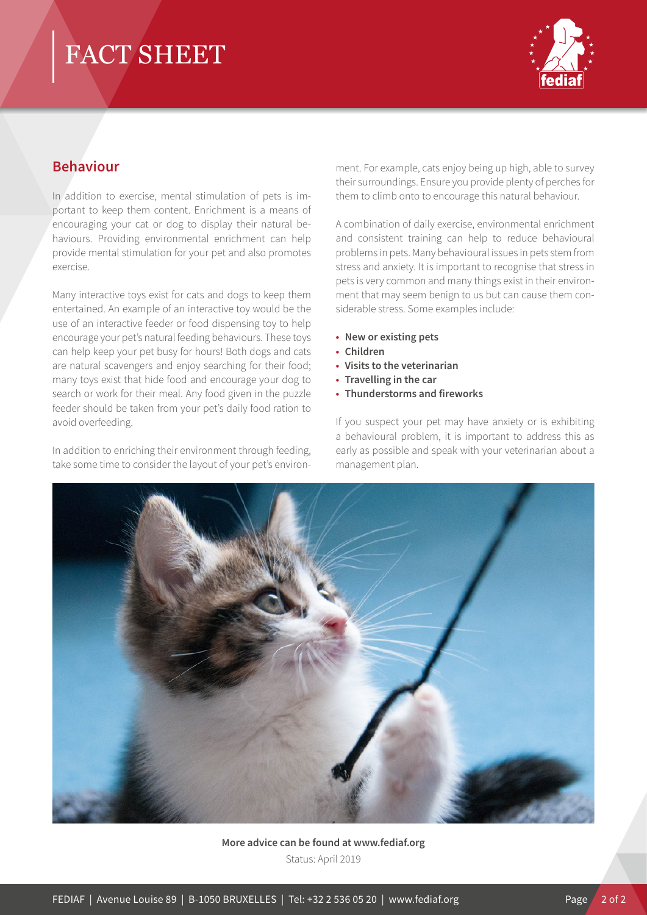# FACT SHEET

## Behaviour

In addition to exercise, mental stimulation of pets is important to keep them content. Enrichment is a means of encouraging your cat or dog to display their natural behaviours. Providing environmental enrichment can help provide mental stimulation for your pet and also promotes exercise.

Many interactive toys exist for cats and dogs to keep them entertained. An example of an interactive toy would be the use of an interactive feeder or food dispensing toy to help encourage your pet's natural feeding behaviours. These toys can help keep your pet busy for hours! Both dogs and cats are natural scavengers and enjoy searching for their food; many toys exist that hide food and encourage your dog to search or work for their meal. Any food given in the puzzle feeder should be taken from your pet's daily food ration to avoid overfeeding.

In addition to enriching their environment through feeding, take some time to consider the layout of your pet's environment. For example, cats enjoy being up high, able to survey their surroundings. Ensure you provide plenty of perches for them to climb onto to encourage this natural behaviour.

A combination of daily exercise, environmental enrichment and consistent training can help to reduce behavioural problems in pets. Many behavioural issues in pets stem from stress and anxiety. It is important to recognise that stress in pets is very common and many things exist in their environment that may seem benign to us but can cause them considerable stress. Some examples include:

- **New or existing pets**
- **Children**
- **Visits to the veterinarian**
- **Travelling in the car**
- **Thunderstorms and fireworks**

If you suspect your pet may have anxiety or is exhibiting a behavioural problem, it is important to address this as early as possible and speak with your veterinarian about a management plan.

**More advice can be found at www.fediaf.org**

Status: April 2019